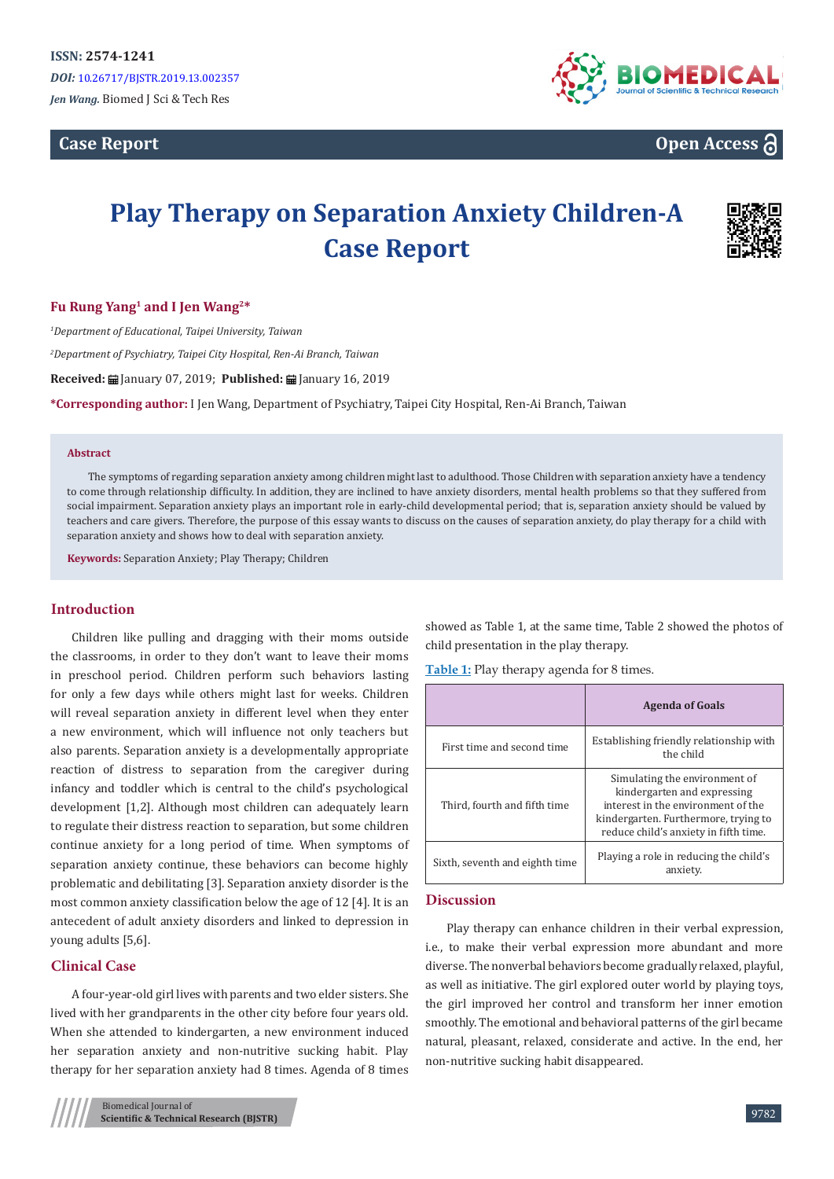ISSN: 2574-1241

*DOI:* 10.26717/BJSTR.2019.13.002357

*Jen Wang.* Biomed J Sci & Tech Res

**Case Report** **Open Access**

# Play Therapy on Separation Anxiety Children-A Case Report

**Fu Rung Yang[1] and I Jen Wang[2]***

*[1]Department of Educational, Taipei University, Taiwan*

*[2]Department of Psychiatry, Taipei City Hospital, Ren-Ai Branch, Taiwan*

**Received:** January 07, 2019; **Published:** January 16, 2019

***Corresponding author:** I Jen Wang, Department of Psychiatry, Taipei City Hospital, Ren-Ai Branch, Taiwan

## Abstract

The symptoms of regarding separation anxiety among children might last to adulthood. Those Children with separation anxiety have a tendency to come through relationship difficulty. In addition, they are inclined to have anxiety disorders, mental health problems so that they suffered from social impairment. Separation anxiety plays an important role in early-child developmental period; that is, separation anxiety should be valued by teachers and care givers. Therefore, the purpose of this essay wants to discuss on the causes of separation anxiety, do play therapy for a child with separation anxiety and shows how to deal with separation anxiety.

**Keywords:** Separation Anxiety; Play Therapy; Children

## Introduction

Children like pulling and dragging with their moms outside the classrooms, in order to they don't want to leave their moms in preschool period. Children perform such behaviors lasting for only a few days while others might last for weeks. Children will reveal separation anxiety in different level when they enter a new environment, which will influence not only teachers but also parents. Separation anxiety is a developmentally appropriate reaction of distress to separation from the caregiver during infancy and toddler which is central to the child's psychological development [1,2]. Although most children can adequately learn to regulate their distress reaction to separation, but some children continue anxiety for a long period of time. When symptoms of separation anxiety continue, these behaviors can become highly problematic and debilitating [3]. Separation anxiety disorder is the most common anxiety classification below the age of 12 [4]. It is an antecedent of adult anxiety disorders and linked to depression in young adults [5,6].

## Clinical Case

A four-year-old girl lives with parents and two elder sisters. She lived with her grandparents in the other city before four years old. When she attended to kindergarten, a new environment induced her separation anxiety and non-nutritive sucking habit. Play therapy for her separation anxiety had 8 times. Agenda of 8 times showed as Table 1, at the same time, Table 2 showed the photos of child presentation in the play therapy.

**Table 1:** Play therapy agenda for 8 times.

| | Agenda of Goals |
|---|---|
| First time and second time | Establishing friendly relationship with the child |
| Third, fourth and fifth time | Simulating the environment of kindergarten and expressing interest in the environment of the kindergarten. Furthermore, trying to reduce child's anxiety in fifth time. |
| Sixth, seventh and eighth time | Playing a role in reducing the child's anxiety. |

## Discussion

Play therapy can enhance children in their verbal expression, i.e., to make their verbal expression more abundant and more diverse. The nonverbal behaviors become gradually relaxed, playful, as well as initiative. The girl explored outer world by playing toys, the girl improved her control and transform her inner emotion smoothly. The emotional and behavioral patterns of the girl became natural, pleasant, relaxed, considerate and active. In the end, her non-nutritive sucking habit disappeared.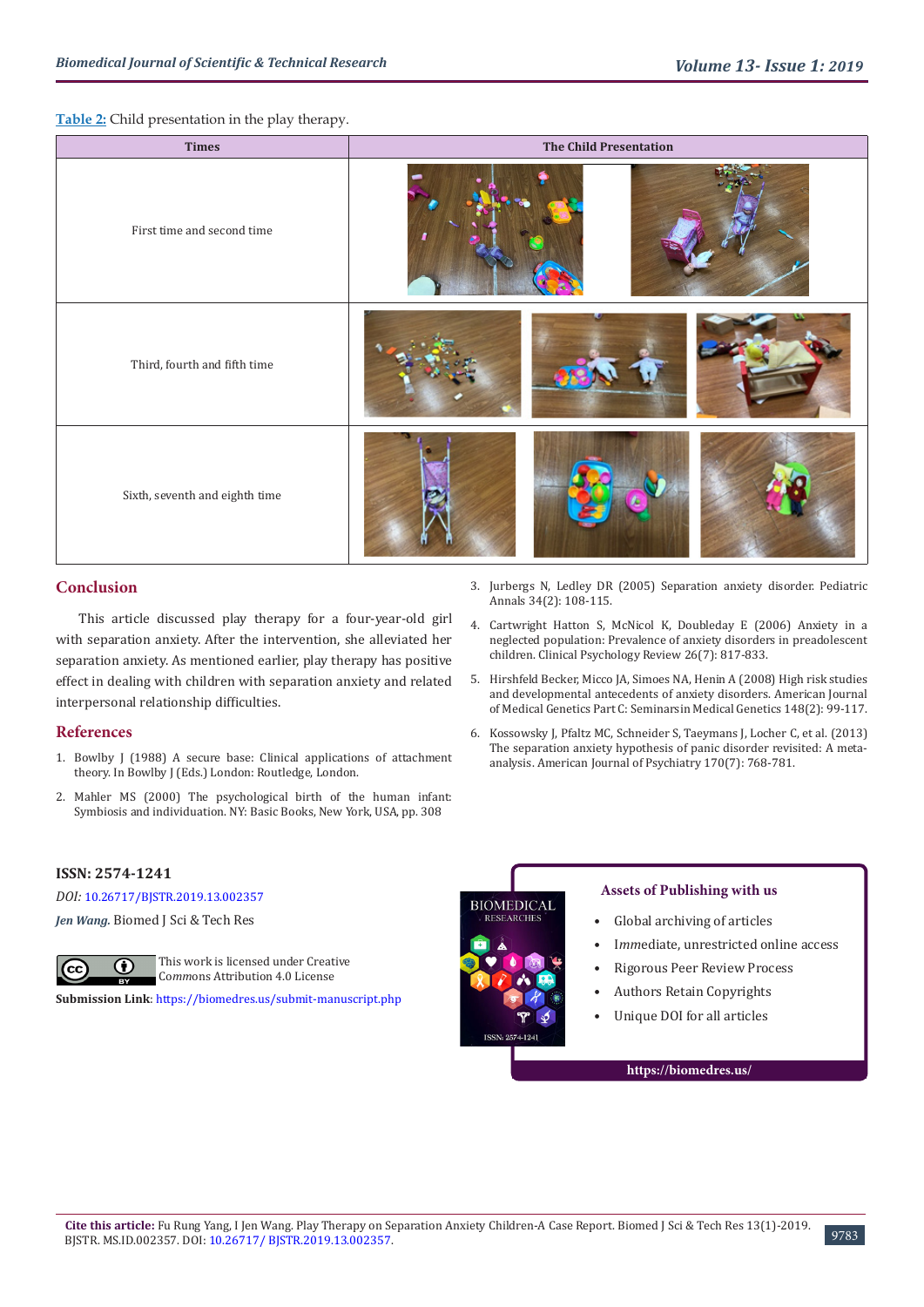Table 2: Child presentation in the play therapy.

| Times | The Child Presentation |
| --- | --- |
| First time and second time | |
| Third, fourth and fifth time | |
| Sixth, seventh and eighth time | |

## Conclusion

This article discussed play therapy for a four-year-old girl with separation anxiety. After the intervention, she alleviated her separation anxiety. As mentioned earlier, play therapy has positive effect in dealing with children with separation anxiety and related interpersonal relationship difficulties.

## References

1. Bowlby J (1988) A secure base: Clinical applications of attachment theory. In Bowlby J (Eds.) London: Routledge, London.
2. Mahler MS (2000) The psychological birth of the human infant: Symbiosis and individuation. NY: Basic Books, New York, USA, pp. 308
3. Jurbergs N, Ledley DR (2005) Separation anxiety disorder. Pediatric Annals 34(2): 108-115.
4. Cartwright Hatton S, McNicol K, Doubleday E (2006) Anxiety in a neglected population: Prevalence of anxiety disorders in preadolescent children. Clinical Psychology Review 26(7): 817-833.
5. Hirshfeld Becker, Micco JA, Simoes NA, Henin A (2008) High risk studies and developmental antecedents of anxiety disorders. American Journal of Medical Genetics Part C: Seminars in Medical Genetics 148(2): 99-117.
6. Kossowsky J, Pfaltz MC, Schneider S, Taeymans J, Locher C, et al. (2013) The separation anxiety hypothesis of panic disorder revisited: A meta-analysis. American Journal of Psychiatry 170(7): 768-781.

**ISSN: 2574-1241**

*DOI:* 10.26717/BJSTR.2019.13.002357

***Jen Wang.*** Biomed J Sci & Tech Res

This work is licensed under Creative Commons Attribution 4.0 License

**Submission Link**: https://biomedres.us/submit-manuscript.php

**Assets of Publishing with us**

- Global archiving of articles
- Immediate, unrestricted online access
- Rigorous Peer Review Process
- Authors Retain Copyrights
- Unique DOI for all articles

**https://biomedres.us/**

**Cite this article:** Fu Rung Yang, I Jen Wang. Play Therapy on Separation Anxiety Children-A Case Report. Biomed J Sci & Tech Res 13(1)-2019. BJSTR. MS.ID.002357. DOI: 10.26717/ BJSTR.2019.13.002357.